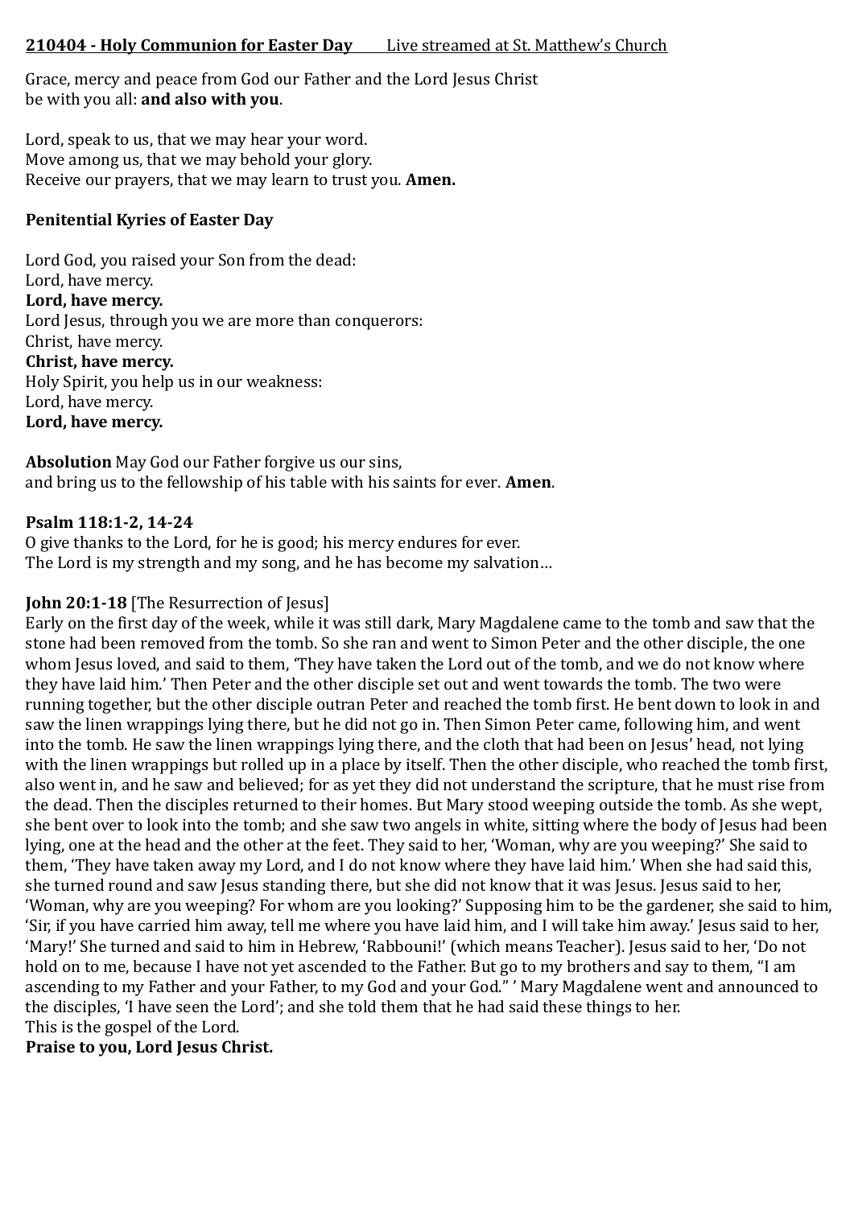**210404 - Holy Communion for Easter Day** Live streamed at St. Matthew's Church

Grace, mercy and peace from God our Father and the Lord Jesus Christ
be with you all: **and also with you**.

Lord, speak to us, that we may hear your word.
Move among us, that we may behold your glory.
Receive our prayers, that we may learn to trust you. **Amen.**

**Penitential Kyries of Easter Day**

Lord God, you raised your Son from the dead:
Lord, have mercy.
**Lord, have mercy.**
Lord Jesus, through you we are more than conquerors:
Christ, have mercy.
**Christ, have mercy.**
Holy Spirit, you help us in our weakness:
Lord, have mercy.
**Lord, have mercy.**

**Absolution** May God our Father forgive us our sins,
and bring us to the fellowship of his table with his saints for ever. **Amen**.

**Psalm 118:1-2, 14-24**
O give thanks to the Lord, for he is good; his mercy endures for ever.
The Lord is my strength and my song, and he has become my salvation…

**John 20:1-18** [The Resurrection of Jesus]
Early on the first day of the week, while it was still dark, Mary Magdalene came to the tomb and saw that the stone had been removed from the tomb. So she ran and went to Simon Peter and the other disciple, the one whom Jesus loved, and said to them, 'They have taken the Lord out of the tomb, and we do not know where they have laid him.' Then Peter and the other disciple set out and went towards the tomb. The two were running together, but the other disciple outran Peter and reached the tomb first. He bent down to look in and saw the linen wrappings lying there, but he did not go in. Then Simon Peter came, following him, and went into the tomb. He saw the linen wrappings lying there, and the cloth that had been on Jesus' head, not lying with the linen wrappings but rolled up in a place by itself. Then the other disciple, who reached the tomb first, also went in, and he saw and believed; for as yet they did not understand the scripture, that he must rise from the dead. Then the disciples returned to their homes. But Mary stood weeping outside the tomb. As she wept, she bent over to look into the tomb; and she saw two angels in white, sitting where the body of Jesus had been lying, one at the head and the other at the feet. They said to her, 'Woman, why are you weeping?' She said to them, 'They have taken away my Lord, and I do not know where they have laid him.' When she had said this, she turned round and saw Jesus standing there, but she did not know that it was Jesus. Jesus said to her, 'Woman, why are you weeping? For whom are you looking?' Supposing him to be the gardener, she said to him, 'Sir, if you have carried him away, tell me where you have laid him, and I will take him away.' Jesus said to her, 'Mary!' She turned and said to him in Hebrew, 'Rabbouni!' (which means Teacher). Jesus said to her, 'Do not hold on to me, because I have not yet ascended to the Father. But go to my brothers and say to them, "I am ascending to my Father and your Father, to my God and your God." ' Mary Magdalene went and announced to the disciples, 'I have seen the Lord'; and she told them that he had said these things to her.
This is the gospel of the Lord.
**Praise to you, Lord Jesus Christ.**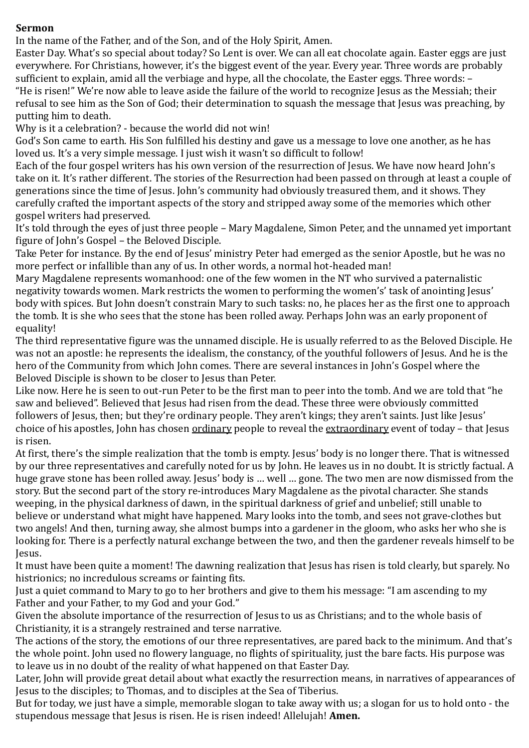**Sermon**

In the name of the Father, and of the Son, and of the Holy Spirit, Amen.

Easter Day. What's so special about today? So Lent is over. We can all eat chocolate again. Easter eggs are just everywhere. For Christians, however, it's the biggest event of the year. Every year. Three words are probably sufficient to explain, amid all the verbiage and hype, all the chocolate, the Easter eggs. Three words: –

"He is risen!" We're now able to leave aside the failure of the world to recognize Jesus as the Messiah; their refusal to see him as the Son of God; their determination to squash the message that Jesus was preaching, by putting him to death.

Why is it a celebration? - because the world did not win!

God's Son came to earth. His Son fulfilled his destiny and gave us a message to love one another, as he has loved us. It's a very simple message. I just wish it wasn't so difficult to follow!

Each of the four gospel writers has his own version of the resurrection of Jesus. We have now heard John's take on it. It's rather different. The stories of the Resurrection had been passed on through at least a couple of generations since the time of Jesus. John's community had obviously treasured them, and it shows. They carefully crafted the important aspects of the story and stripped away some of the memories which other gospel writers had preserved.

It's told through the eyes of just three people – Mary Magdalene, Simon Peter, and the unnamed yet important figure of John's Gospel – the Beloved Disciple.

Take Peter for instance. By the end of Jesus' ministry Peter had emerged as the senior Apostle, but he was no more perfect or infallible than any of us. In other words, a normal hot-headed man!

Mary Magdalene represents womanhood: one of the few women in the NT who survived a paternalistic negativity towards women. Mark restricts the women to performing the women's' task of anointing Jesus' body with spices. But John doesn't constrain Mary to such tasks: no, he places her as the first one to approach the tomb. It is she who sees that the stone has been rolled away. Perhaps John was an early proponent of equality!

The third representative figure was the unnamed disciple. He is usually referred to as the Beloved Disciple. He was not an apostle: he represents the idealism, the constancy, of the youthful followers of Jesus. And he is the hero of the Community from which John comes. There are several instances in John's Gospel where the Beloved Disciple is shown to be closer to Jesus than Peter.

Like now. Here he is seen to out-run Peter to be the first man to peer into the tomb. And we are told that "he saw and believed". Believed that Jesus had risen from the dead. These three were obviously committed followers of Jesus, then; but they're ordinary people. They aren't kings; they aren't saints. Just like Jesus' choice of his apostles, John has chosen <u>ordinary</u> people to reveal the <u>extraordinary</u> event of today – that Jesus is risen.

At first, there's the simple realization that the tomb is empty. Jesus' body is no longer there. That is witnessed by our three representatives and carefully noted for us by John. He leaves us in no doubt. It is strictly factual. A huge grave stone has been rolled away. Jesus' body is … well … gone. The two men are now dismissed from the story. But the second part of the story re-introduces Mary Magdalene as the pivotal character. She stands weeping, in the physical darkness of dawn, in the spiritual darkness of grief and unbelief; still unable to believe or understand what might have happened. Mary looks into the tomb, and sees not grave-clothes but two angels! And then, turning away, she almost bumps into a gardener in the gloom, who asks her who she is looking for. There is a perfectly natural exchange between the two, and then the gardener reveals himself to be Jesus.

It must have been quite a moment! The dawning realization that Jesus has risen is told clearly, but sparely. No histrionics; no incredulous screams or fainting fits.

Just a quiet command to Mary to go to her brothers and give to them his message: "I am ascending to my Father and your Father, to my God and your God."

Given the absolute importance of the resurrection of Jesus to us as Christians; and to the whole basis of Christianity, it is a strangely restrained and terse narrative.

The actions of the story, the emotions of our three representatives, are pared back to the minimum. And that's the whole point. John used no flowery language, no flights of spirituality, just the bare facts. His purpose was to leave us in no doubt of the reality of what happened on that Easter Day.

Later, John will provide great detail about what exactly the resurrection means, in narratives of appearances of Jesus to the disciples; to Thomas, and to disciples at the Sea of Tiberius.

But for today, we just have a simple, memorable slogan to take away with us; a slogan for us to hold onto - the stupendous message that Jesus is risen. He is risen indeed! Allelujah! **Amen.**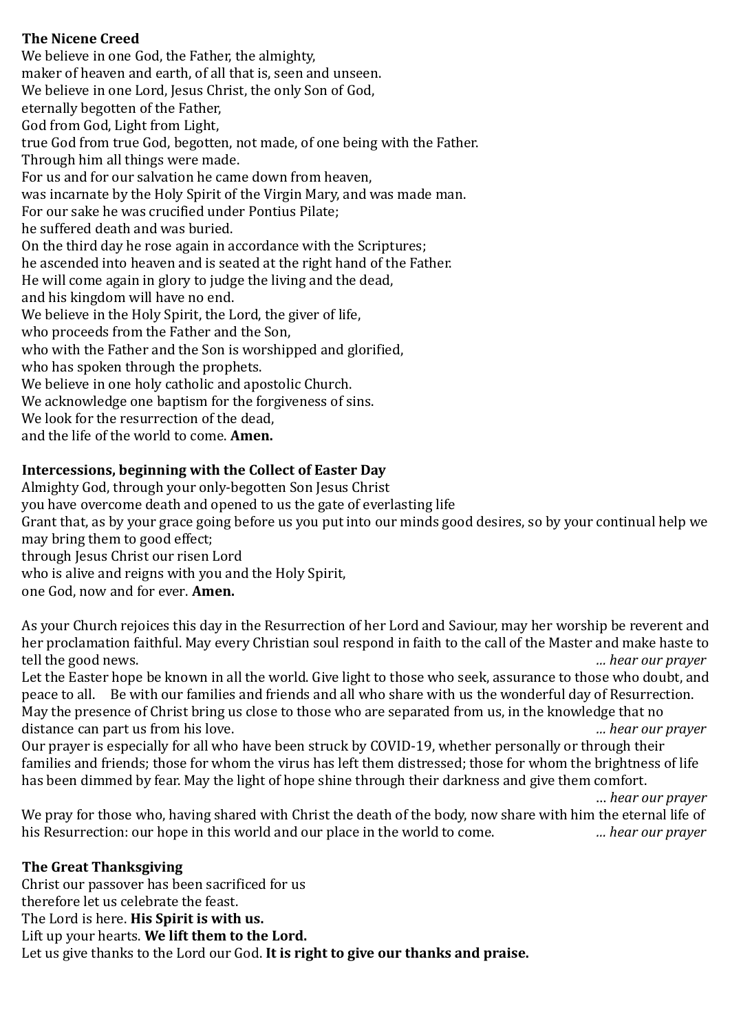**The Nicene Creed**

We believe in one God, the Father, the almighty,
maker of heaven and earth, of all that is, seen and unseen.
We believe in one Lord, Jesus Christ, the only Son of God,
eternally begotten of the Father,
God from God, Light from Light,
true God from true God, begotten, not made, of one being with the Father.
Through him all things were made.
For us and for our salvation he came down from heaven,
was incarnate by the Holy Spirit of the Virgin Mary, and was made man.
For our sake he was crucified under Pontius Pilate;
he suffered death and was buried.
On the third day he rose again in accordance with the Scriptures;
he ascended into heaven and is seated at the right hand of the Father.
He will come again in glory to judge the living and the dead,
and his kingdom will have no end.
We believe in the Holy Spirit, the Lord, the giver of life,
who proceeds from the Father and the Son,
who with the Father and the Son is worshipped and glorified,
who has spoken through the prophets.
We believe in one holy catholic and apostolic Church.
We acknowledge one baptism for the forgiveness of sins.
We look for the resurrection of the dead,
and the life of the world to come. **Amen.**

**Intercessions, beginning with the Collect of Easter Day**

Almighty God, through your only-begotten Son Jesus Christ
you have overcome death and opened to us the gate of everlasting life
Grant that, as by your grace going before us you put into our minds good desires, so by your continual help we may bring them to good effect;
through Jesus Christ our risen Lord
who is alive and reigns with you and the Holy Spirit,
one God, now and for ever. **Amen.**

As your Church rejoices this day in the Resurrection of her Lord and Saviour, may her worship be reverent and her proclamation faithful. May every Christian soul respond in faith to the call of the Master and make haste to tell the good news. *... hear our prayer*

Let the Easter hope be known in all the world. Give light to those who seek, assurance to those who doubt, and peace to all. Be with our families and friends and all who share with us the wonderful day of Resurrection. May the presence of Christ bring us close to those who are separated from us, in the knowledge that no distance can part us from his love. *... hear our prayer*

Our prayer is especially for all who have been struck by COVID-19, whether personally or through their families and friends; those for whom the virus has left them distressed; those for whom the brightness of life has been dimmed by fear. May the light of hope shine through their darkness and give them comfort. *… hear our prayer*

We pray for those who, having shared with Christ the death of the body, now share with him the eternal life of his Resurrection: our hope in this world and our place in the world to come. *... hear our prayer*

**The Great Thanksgiving**

Christ our passover has been sacrificed for us
therefore let us celebrate the feast.
The Lord is here. **His Spirit is with us.**
Lift up your hearts. **We lift them to the Lord.**
Let us give thanks to the Lord our God. **It is right to give our thanks and praise.**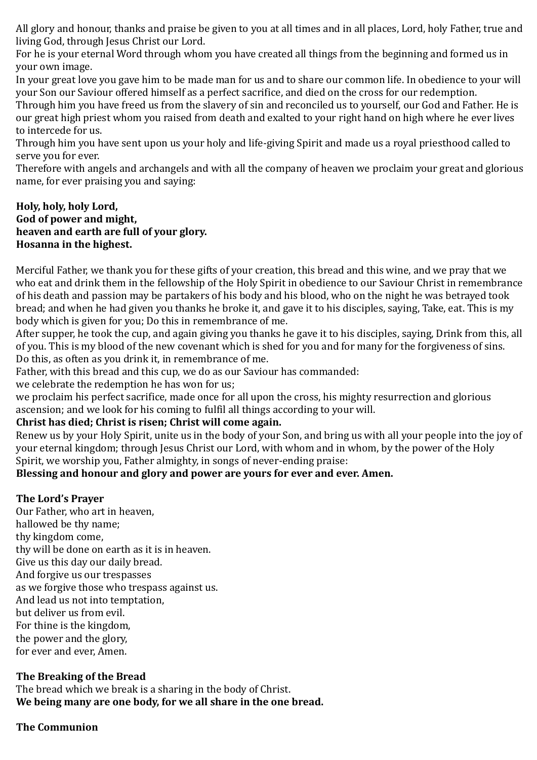All glory and honour, thanks and praise be given to you at all times and in all places, Lord, holy Father, true and living God, through Jesus Christ our Lord.

For he is your eternal Word through whom you have created all things from the beginning and formed us in your own image.

In your great love you gave him to be made man for us and to share our common life. In obedience to your will your Son our Saviour offered himself as a perfect sacrifice, and died on the cross for our redemption.

Through him you have freed us from the slavery of sin and reconciled us to yourself, our God and Father. He is our great high priest whom you raised from death and exalted to your right hand on high where he ever lives to intercede for us.

Through him you have sent upon us your holy and life-giving Spirit and made us a royal priesthood called to serve you for ever.

Therefore with angels and archangels and with all the company of heaven we proclaim your great and glorious name, for ever praising you and saying:

**Holy, holy, holy Lord,**
**God of power and might,**
**heaven and earth are full of your glory.**
**Hosanna in the highest.**

Merciful Father, we thank you for these gifts of your creation, this bread and this wine, and we pray that we who eat and drink them in the fellowship of the Holy Spirit in obedience to our Saviour Christ in remembrance of his death and passion may be partakers of his body and his blood, who on the night he was betrayed took bread; and when he had given you thanks he broke it, and gave it to his disciples, saying, Take, eat. This is my body which is given for you; Do this in remembrance of me.

After supper, he took the cup, and again giving you thanks he gave it to his disciples, saying, Drink from this, all of you. This is my blood of the new covenant which is shed for you and for many for the forgiveness of sins. Do this, as often as you drink it, in remembrance of me.

Father, with this bread and this cup, we do as our Saviour has commanded:
we celebrate the redemption he has won for us;
we proclaim his perfect sacrifice, made once for all upon the cross, his mighty resurrection and glorious ascension; and we look for his coming to fulfil all things according to your will.

**Christ has died; Christ is risen; Christ will come again.**

Renew us by your Holy Spirit, unite us in the body of your Son, and bring us with all your people into the joy of your eternal kingdom; through Jesus Christ our Lord, with whom and in whom, by the power of the Holy Spirit, we worship you, Father almighty, in songs of never-ending praise:

**Blessing and honour and glory and power are yours for ever and ever. Amen.**

**The Lord's Prayer**

Our Father, who art in heaven,
hallowed be thy name;
thy kingdom come,
thy will be done on earth as it is in heaven.
Give us this day our daily bread.
And forgive us our trespasses
as we forgive those who trespass against us.
And lead us not into temptation,
but deliver us from evil.
For thine is the kingdom,
the power and the glory,
for ever and ever, Amen.

**The Breaking of the Bread**

The bread which we break is a sharing in the body of Christ.
**We being many are one body, for we all share in the one bread.**

**The Communion**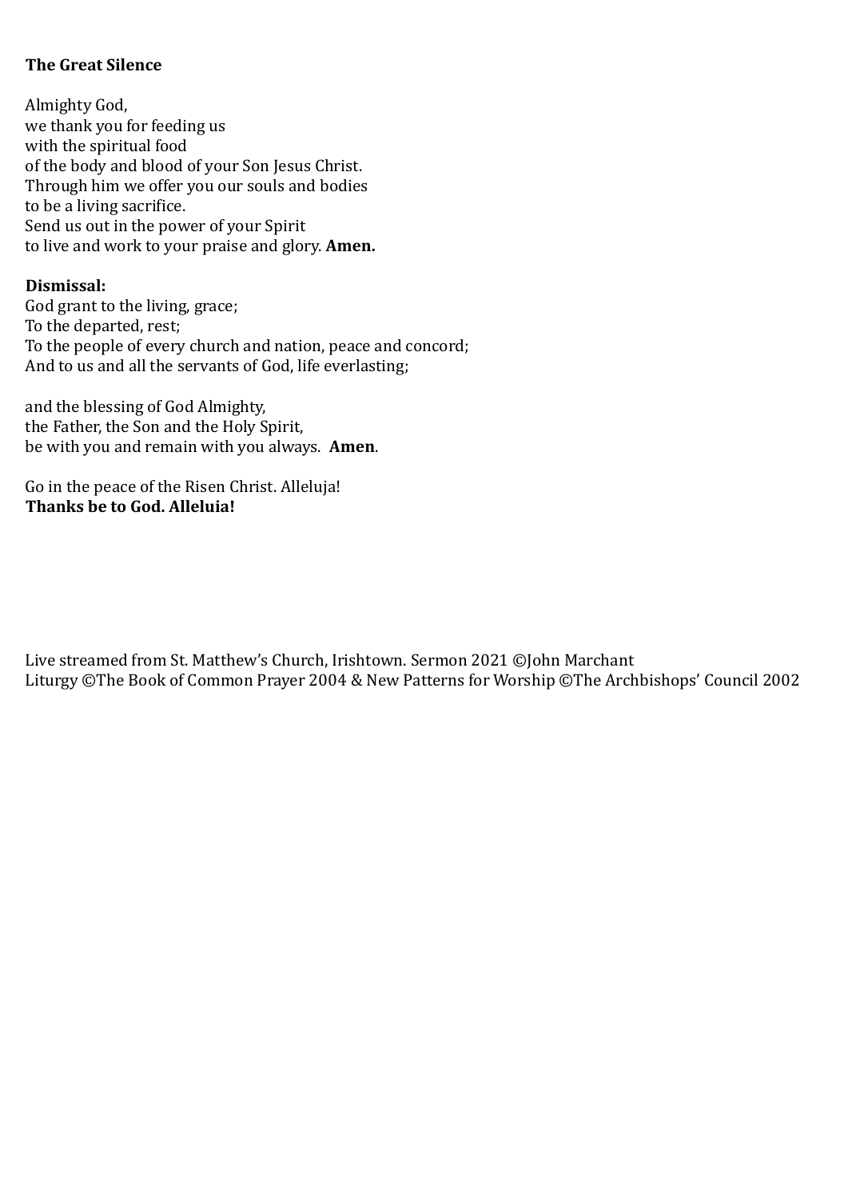**The Great Silence**

Almighty God,  
we thank you for feeding us  
with the spiritual food  
of the body and blood of your Son Jesus Christ.  
Through him we offer you our souls and bodies  
to be a living sacrifice.  
Send us out in the power of your Spirit  
to live and work to your praise and glory. **Amen.**

**Dismissal:**  
God grant to the living, grace;  
To the departed, rest;  
To the people of every church and nation, peace and concord;  
And to us and all the servants of God, life everlasting;

and the blessing of God Almighty,  
the Father, the Son and the Holy Spirit,  
be with you and remain with you always. **Amen**.

Go in the peace of the Risen Christ. Alleluja!  
**Thanks be to God. Alleluia!**

Live streamed from St. Matthew's Church, Irishtown. Sermon 2021 ©John Marchant  
Liturgy ©The Book of Common Prayer 2004 & New Patterns for Worship ©The Archbishops' Council 2002